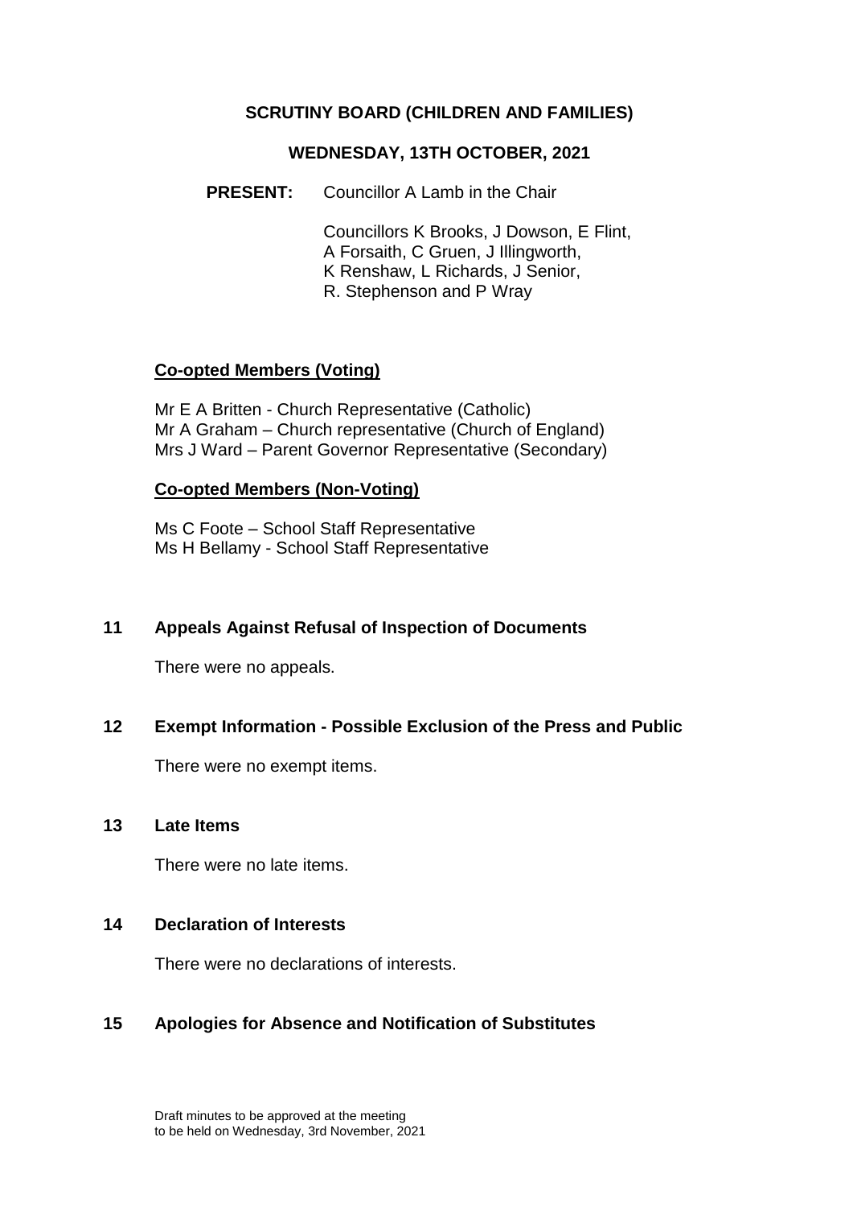# SCRUTINY BOARD (CHILDREN AND FAMILIES)

## WEDNESDAY, 13TH OCTOBER, 2021

**PRESENT:** Councillor A Lamb in the Chair

Councillors K Brooks, J Dowson, E Flint, A Forsaith, C Gruen, J Illingworth, K Renshaw, L Richards, J Senior, R. Stephenson and P Wray

**Co-opted Members (Voting)**

Mr E A Britten - Church Representative (Catholic)
Mr A Graham – Church representative (Church of England)
Mrs J Ward – Parent Governor Representative (Secondary)

**Co-opted Members (Non-Voting)**

Ms C Foote – School Staff Representative
Ms H Bellamy - School Staff Representative

### 11 Appeals Against Refusal of Inspection of Documents

There were no appeals.

### 12 Exempt Information - Possible Exclusion of the Press and Public

There were no exempt items.

### 13 Late Items

There were no late items.

### 14 Declaration of Interests

There were no declarations of interests.

### 15 Apologies for Absence and Notification of Substitutes

Draft minutes to be approved at the meeting to be held on Wednesday, 3rd November, 2021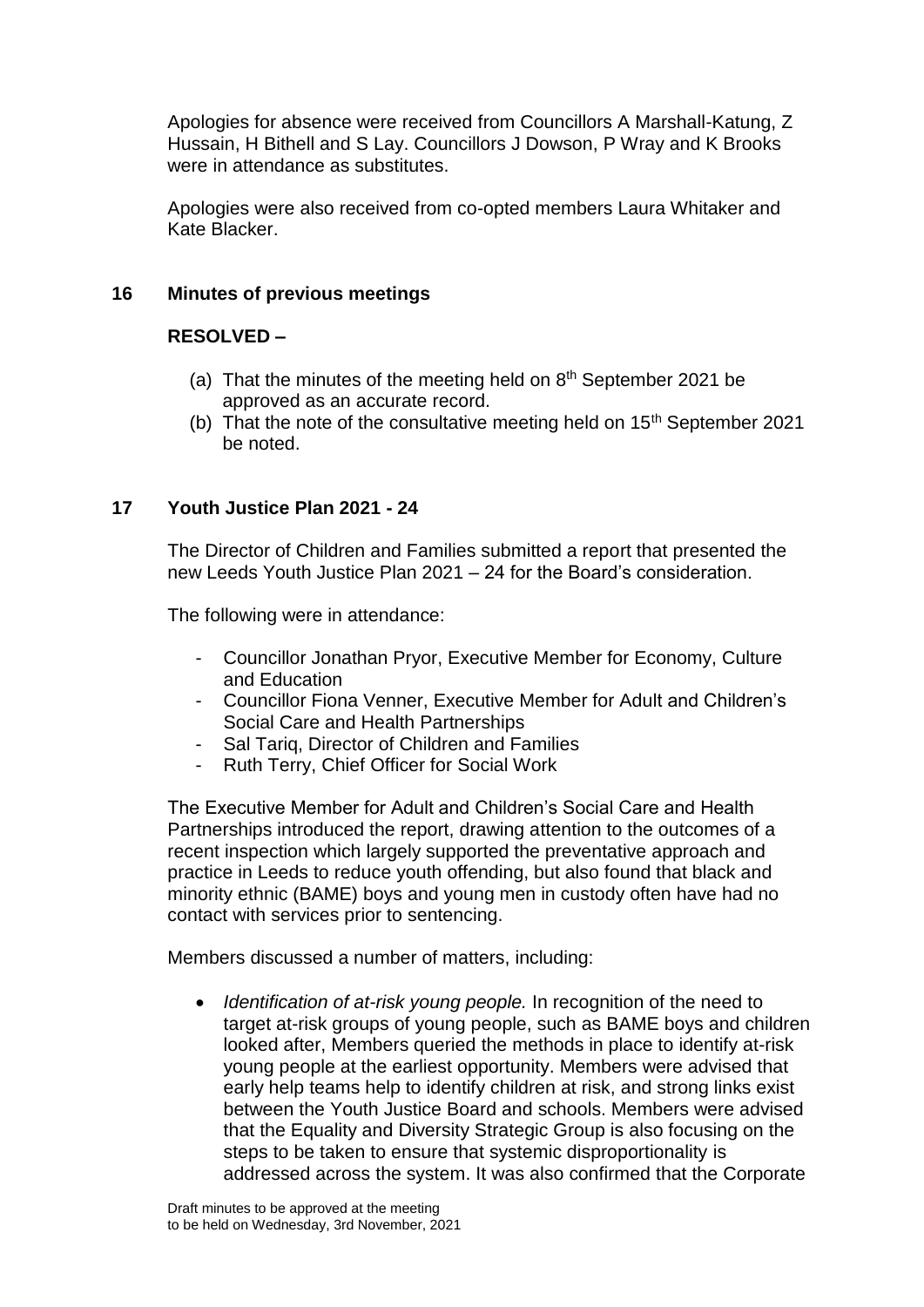Apologies for absence were received from Councillors A Marshall-Katung, Z Hussain, H Bithell and S Lay. Councillors J Dowson, P Wray and K Brooks were in attendance as substitutes.

Apologies were also received from co-opted members Laura Whitaker and Kate Blacker.

## 16 Minutes of previous meetings

**RESOLVED –**

(a) That the minutes of the meeting held on 8th September 2021 be approved as an accurate record.
(b) That the note of the consultative meeting held on 15th September 2021 be noted.

## 17 Youth Justice Plan 2021 - 24

The Director of Children and Families submitted a report that presented the new Leeds Youth Justice Plan 2021 – 24 for the Board's consideration.

The following were in attendance:

- Councillor Jonathan Pryor, Executive Member for Economy, Culture and Education
- Councillor Fiona Venner, Executive Member for Adult and Children's Social Care and Health Partnerships
- Sal Tariq, Director of Children and Families
- Ruth Terry, Chief Officer for Social Work

The Executive Member for Adult and Children's Social Care and Health Partnerships introduced the report, drawing attention to the outcomes of a recent inspection which largely supported the preventative approach and practice in Leeds to reduce youth offending, but also found that black and minority ethnic (BAME) boys and young men in custody often have had no contact with services prior to sentencing.

Members discussed a number of matters, including:

- *Identification of at-risk young people.* In recognition of the need to target at-risk groups of young people, such as BAME boys and children looked after, Members queried the methods in place to identify at-risk young people at the earliest opportunity. Members were advised that early help teams help to identify children at risk, and strong links exist between the Youth Justice Board and schools. Members were advised that the Equality and Diversity Strategic Group is also focusing on the steps to be taken to ensure that systemic disproportionality is addressed across the system. It was also confirmed that the Corporate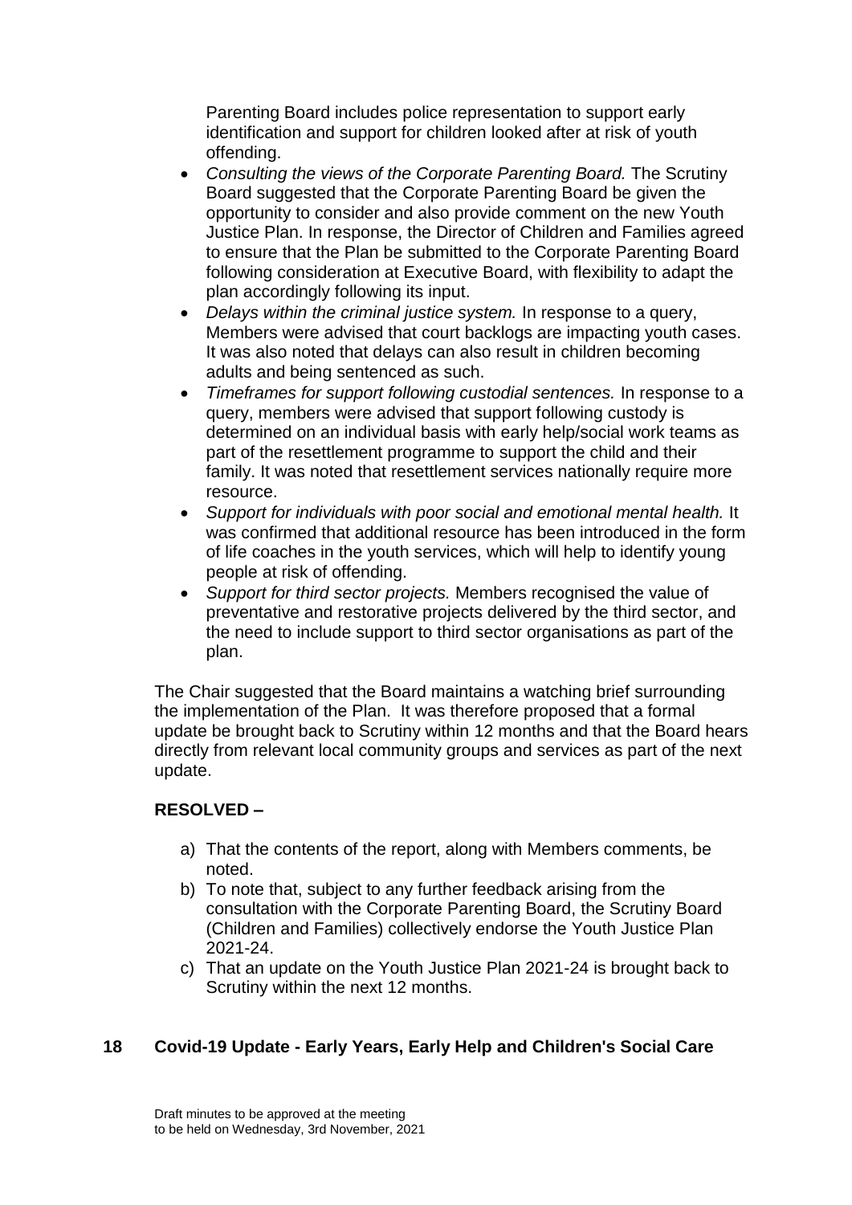Parenting Board includes police representation to support early identification and support for children looked after at risk of youth offending.

- *Consulting the views of the Corporate Parenting Board.* The Scrutiny Board suggested that the Corporate Parenting Board be given the opportunity to consider and also provide comment on the new Youth Justice Plan. In response, the Director of Children and Families agreed to ensure that the Plan be submitted to the Corporate Parenting Board following consideration at Executive Board, with flexibility to adapt the plan accordingly following its input.
- *Delays within the criminal justice system.* In response to a query, Members were advised that court backlogs are impacting youth cases. It was also noted that delays can also result in children becoming adults and being sentenced as such.
- *Timeframes for support following custodial sentences.* In response to a query, members were advised that support following custody is determined on an individual basis with early help/social work teams as part of the resettlement programme to support the child and their family. It was noted that resettlement services nationally require more resource.
- *Support for individuals with poor social and emotional mental health.* It was confirmed that additional resource has been introduced in the form of life coaches in the youth services, which will help to identify young people at risk of offending.
- *Support for third sector projects.* Members recognised the value of preventative and restorative projects delivered by the third sector, and the need to include support to third sector organisations as part of the plan.

The Chair suggested that the Board maintains a watching brief surrounding the implementation of the Plan. It was therefore proposed that a formal update be brought back to Scrutiny within 12 months and that the Board hears directly from relevant local community groups and services as part of the next update.

**RESOLVED –**

a) That the contents of the report, along with Members comments, be noted.
b) To note that, subject to any further feedback arising from the consultation with the Corporate Parenting Board, the Scrutiny Board (Children and Families) collectively endorse the Youth Justice Plan 2021-24.
c) That an update on the Youth Justice Plan 2021-24 is brought back to Scrutiny within the next 12 months.

## 18 Covid-19 Update - Early Years, Early Help and Children's Social Care

Draft minutes to be approved at the meeting
to be held on Wednesday, 3rd November, 2021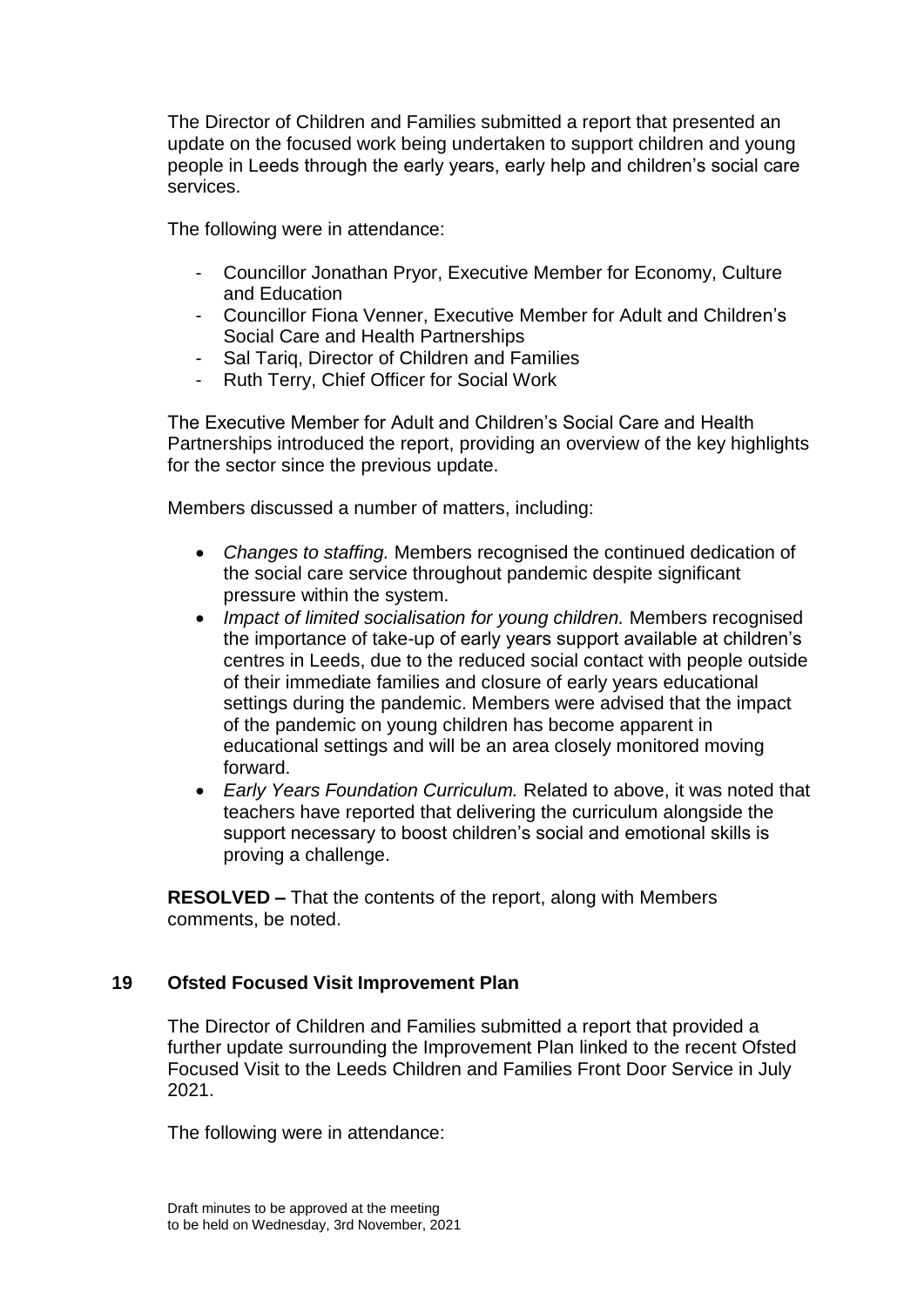The Director of Children and Families submitted a report that presented an update on the focused work being undertaken to support children and young people in Leeds through the early years, early help and children's social care services.

The following were in attendance:

- Councillor Jonathan Pryor, Executive Member for Economy, Culture and Education
- Councillor Fiona Venner, Executive Member for Adult and Children's Social Care and Health Partnerships
- Sal Tariq, Director of Children and Families
- Ruth Terry, Chief Officer for Social Work

The Executive Member for Adult and Children's Social Care and Health Partnerships introduced the report, providing an overview of the key highlights for the sector since the previous update.

Members discussed a number of matters, including:

- *Changes to staffing.* Members recognised the continued dedication of the social care service throughout pandemic despite significant pressure within the system.
- *Impact of limited socialisation for young children.* Members recognised the importance of take-up of early years support available at children's centres in Leeds, due to the reduced social contact with people outside of their immediate families and closure of early years educational settings during the pandemic. Members were advised that the impact of the pandemic on young children has become apparent in educational settings and will be an area closely monitored moving forward.
- *Early Years Foundation Curriculum.* Related to above, it was noted that teachers have reported that delivering the curriculum alongside the support necessary to boost children's social and emotional skills is proving a challenge.

**RESOLVED –** That the contents of the report, along with Members comments, be noted.

## 19 Ofsted Focused Visit Improvement Plan

The Director of Children and Families submitted a report that provided a further update surrounding the Improvement Plan linked to the recent Ofsted Focused Visit to the Leeds Children and Families Front Door Service in July 2021.

The following were in attendance: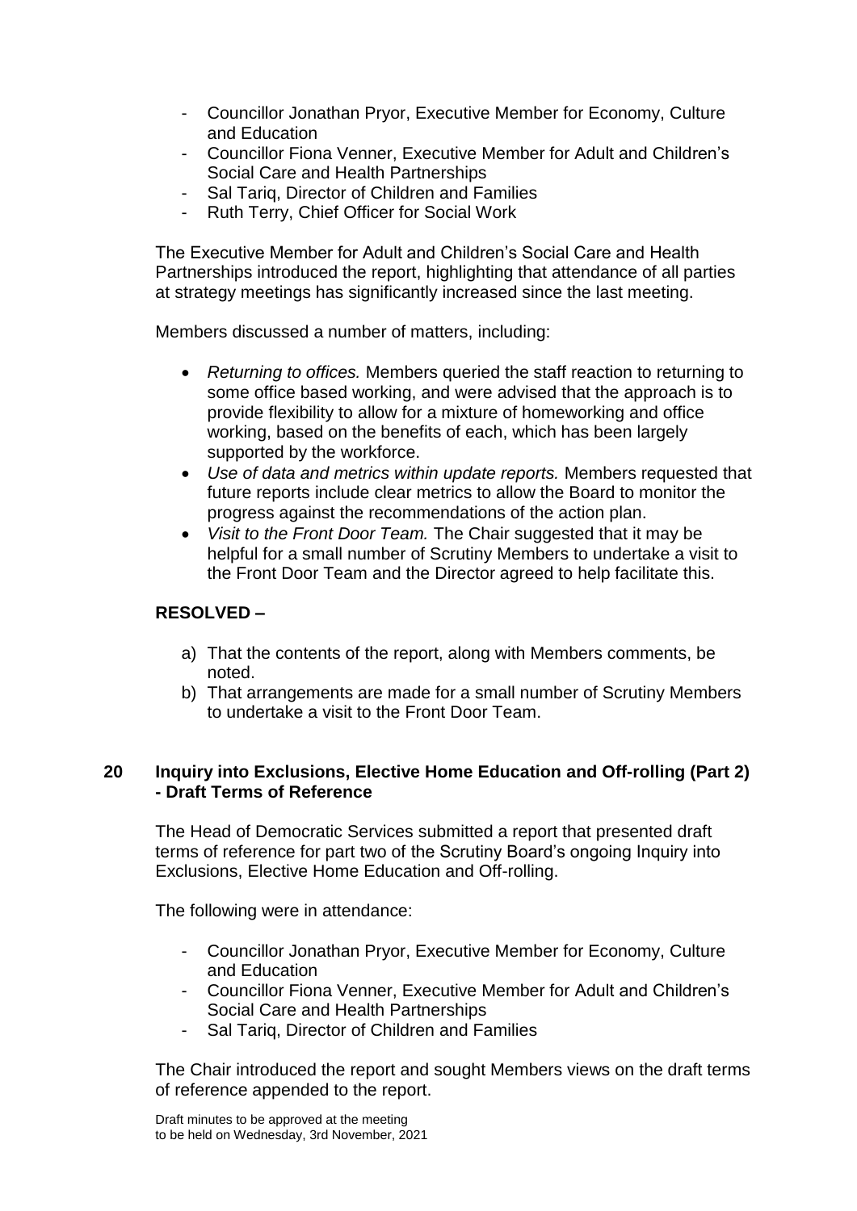- Councillor Jonathan Pryor, Executive Member for Economy, Culture and Education
- Councillor Fiona Venner, Executive Member for Adult and Children's Social Care and Health Partnerships
- Sal Tariq, Director of Children and Families
- Ruth Terry, Chief Officer for Social Work

The Executive Member for Adult and Children's Social Care and Health Partnerships introduced the report, highlighting that attendance of all parties at strategy meetings has significantly increased since the last meeting.

Members discussed a number of matters, including:

- *Returning to offices.* Members queried the staff reaction to returning to some office based working, and were advised that the approach is to provide flexibility to allow for a mixture of homeworking and office working, based on the benefits of each, which has been largely supported by the workforce.
- *Use of data and metrics within update reports.* Members requested that future reports include clear metrics to allow the Board to monitor the progress against the recommendations of the action plan.
- *Visit to the Front Door Team.* The Chair suggested that it may be helpful for a small number of Scrutiny Members to undertake a visit to the Front Door Team and the Director agreed to help facilitate this.

**RESOLVED –**

a) That the contents of the report, along with Members comments, be noted.
b) That arrangements are made for a small number of Scrutiny Members to undertake a visit to the Front Door Team.

## 20 Inquiry into Exclusions, Elective Home Education and Off-rolling (Part 2) - Draft Terms of Reference

The Head of Democratic Services submitted a report that presented draft terms of reference for part two of the Scrutiny Board's ongoing Inquiry into Exclusions, Elective Home Education and Off-rolling.

The following were in attendance:

- Councillor Jonathan Pryor, Executive Member for Economy, Culture and Education
- Councillor Fiona Venner, Executive Member for Adult and Children's Social Care and Health Partnerships
- Sal Tariq, Director of Children and Families

The Chair introduced the report and sought Members views on the draft terms of reference appended to the report.

Draft minutes to be approved at the meeting
to be held on Wednesday, 3rd November, 2021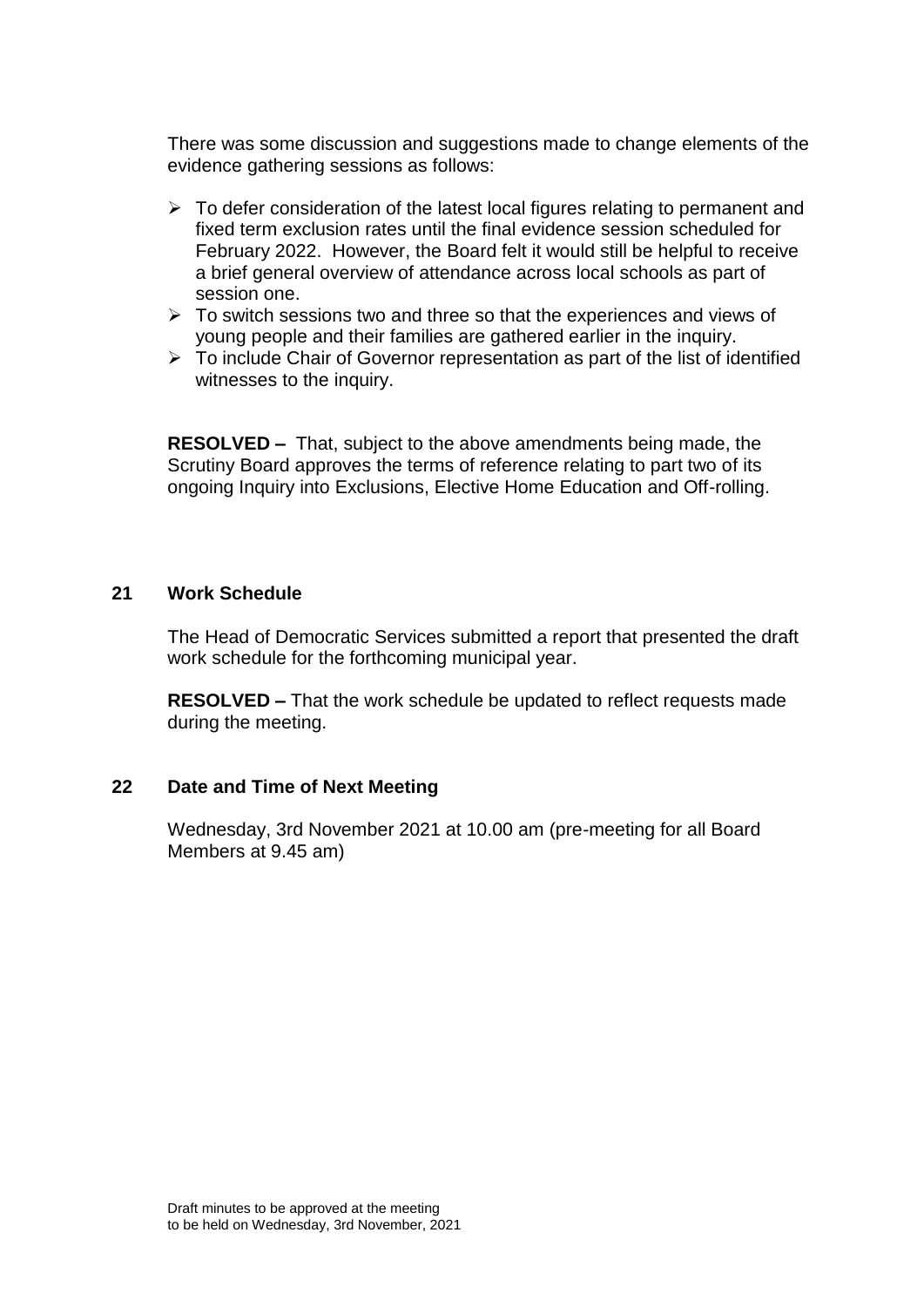There was some discussion and suggestions made to change elements of the evidence gathering sessions as follows:

- To defer consideration of the latest local figures relating to permanent and fixed term exclusion rates until the final evidence session scheduled for February 2022. However, the Board felt it would still be helpful to receive a brief general overview of attendance across local schools as part of session one.
- To switch sessions two and three so that the experiences and views of young people and their families are gathered earlier in the inquiry.
- To include Chair of Governor representation as part of the list of identified witnesses to the inquiry.

**RESOLVED –** That, subject to the above amendments being made, the Scrutiny Board approves the terms of reference relating to part two of its ongoing Inquiry into Exclusions, Elective Home Education and Off-rolling.

## 21 Work Schedule

The Head of Democratic Services submitted a report that presented the draft work schedule for the forthcoming municipal year.

**RESOLVED –** That the work schedule be updated to reflect requests made during the meeting.

## 22 Date and Time of Next Meeting

Wednesday, 3rd November 2021 at 10.00 am (pre-meeting for all Board Members at 9.45 am)